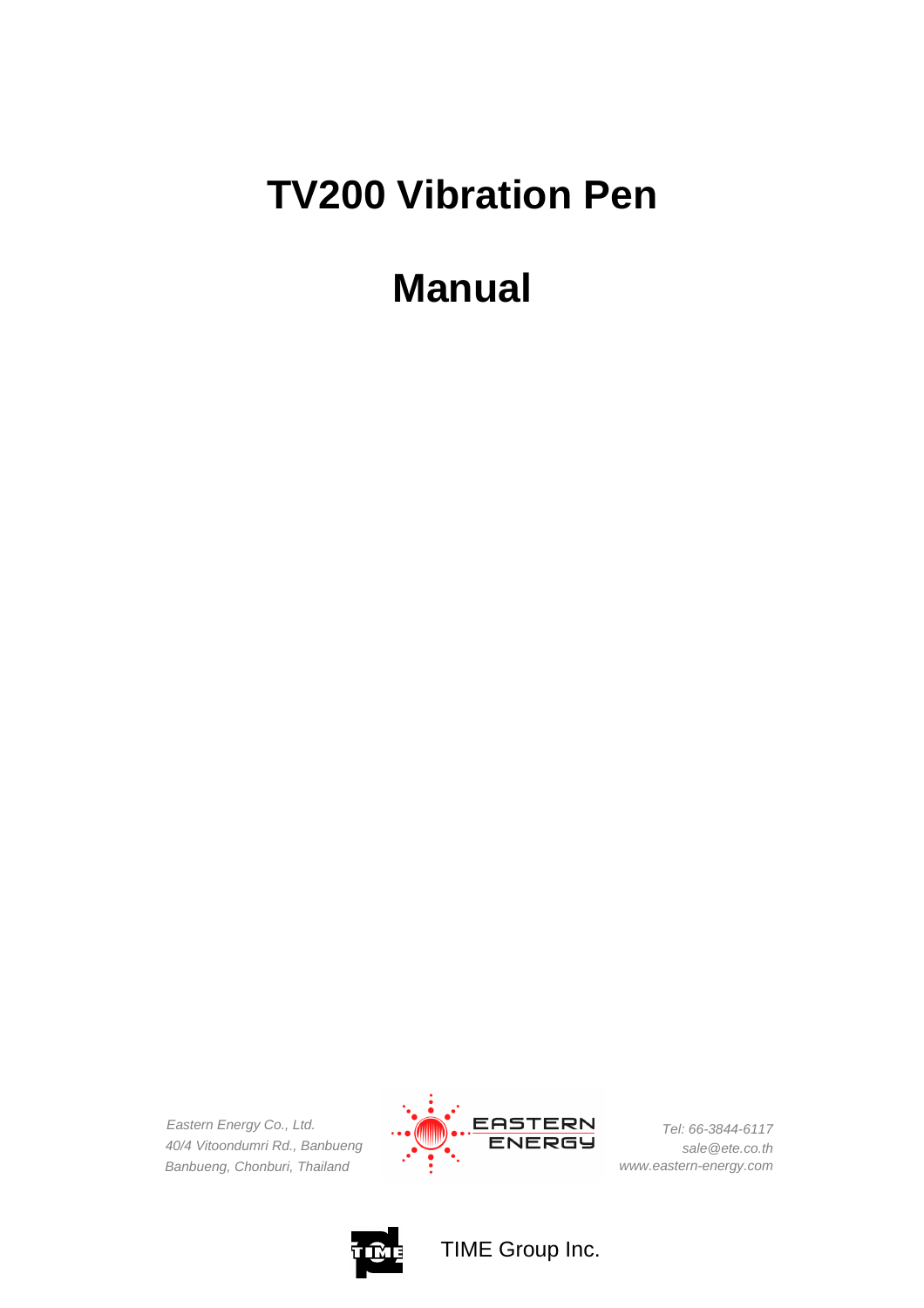# TV200 Vibration Pen

# Manual

*Eastern Energy Co., Ltd.*
*40/4 Vitoondumri Rd., Banbueng*
*Banbueng, Chonburi, Thailand*

EASTERN ENERGY

*Tel: 66-3844-6117*
*sale@ete.co.th*
*www.eastern-energy.com*

TIME Group Inc.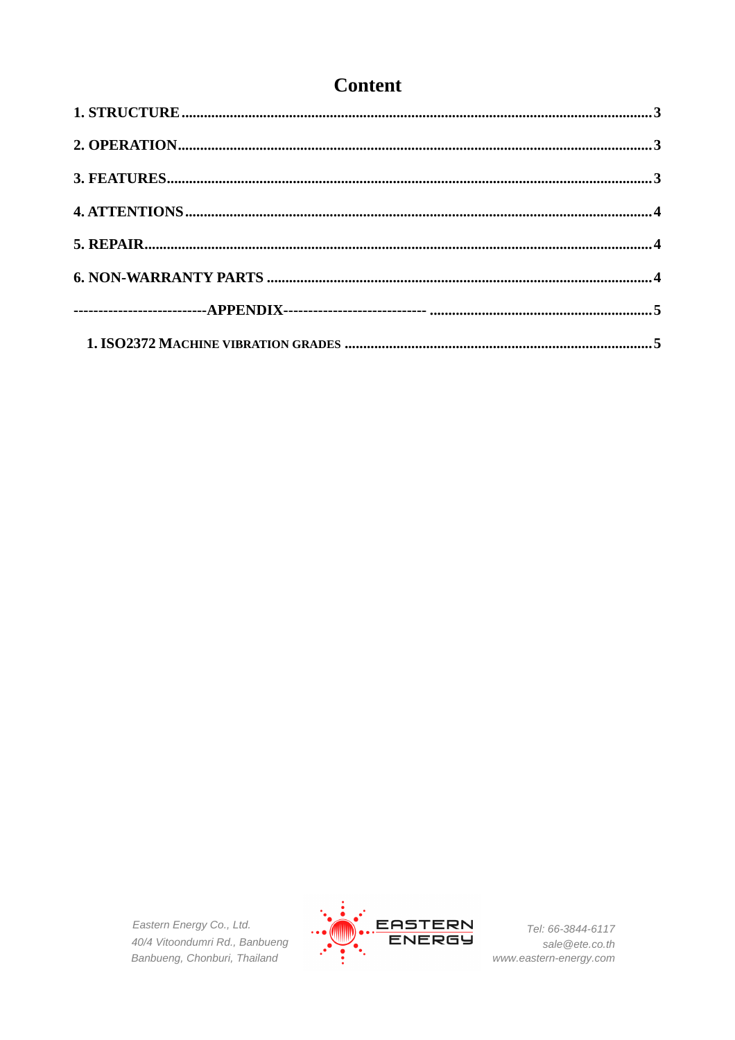# Content

**1. STRUCTURE** ........................................................................................................................ **3**

**2. OPERATION** ........................................................................................................................ **3**

**3. FEATURES** ........................................................................................................................ **3**

**4. ATTENTIONS** ........................................................................................................................ **4**

**5. REPAIR** ........................................................................................................................ **4**

**6. NON-WARRANTY PARTS** ........................................................................................................................ **4**

**--------------------------APPENDIX----------------------------** ........................................................ **5**

**1. ISO2372 MACHINE VIBRATION GRADES** ........................................................................................ **5**

*Eastern Energy Co., Ltd.*
*40/4 Vitoondumri Rd., Banbueng*
*Banbueng, Chonburi, Thailand*

EASTERN ENERGY

*Tel: 66-3844-6117*
*sale@ete.co.th*
*www.eastern-energy.com*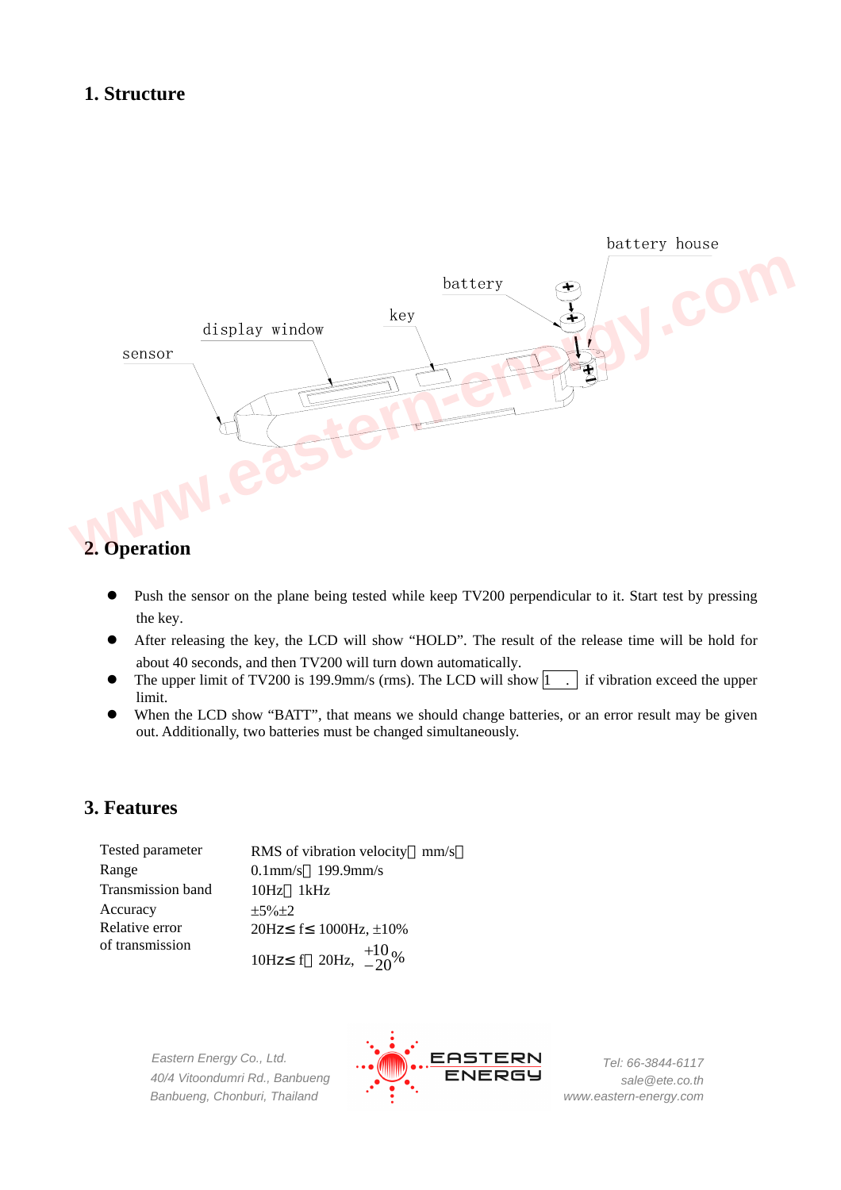## 1. Structure

sensor

display window

key

battery

battery house

## 2. Operation

- Push the sensor on the plane being tested while keep TV200 perpendicular to it. Start test by pressing the key.
- After releasing the key, the LCD will show “HOLD”. The result of the release time will be hold for about 40 seconds, and then TV200 will turn down automatically.
- The upper limit of TV200 is 199.9mm/s (rms). The LCD will show 1 . if vibration exceed the upper limit.
- When the LCD show “BATT”, that means we should change batteries, or an error result may be given out. Additionally, two batteries must be changed simultaneously.

## 3. Features

| | |
|---|---|
| Tested parameter | RMS of vibration velocity（mm/s） |
| Range | 0.1mm/s～199.9mm/s |
| Transmission band | 10Hz～1kHz |
| Accuracy | ±5%±2 |
| Relative error of transmission | 20Hz≤ f≤ 1000Hz, ±10% |
| | 10Hz≤ f＜20Hz, $^{+10}_{-20}\%$ |

Eastern Energy Co., Ltd.
40/4 Vitoondumri Rd., Banbueng
Banbueng, Chonburi, Thailand

EASTERN ENERGY

Tel: 66-3844-6117
sale@ete.co.th
www.eastern-energy.com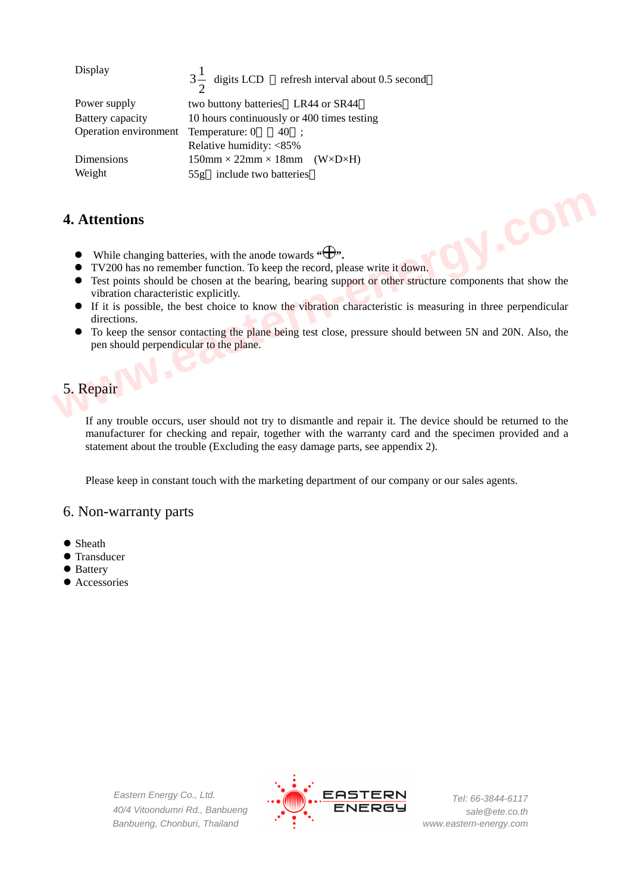| | |
|---|---|
| Display | $3\frac{1}{2}$ digits LCD （refresh interval about 0.5 second） |
| Power supply | two buttony batteries（LR44 or SR44） |
| Battery capacity | 10 hours continuously or 400 times testing |
| Operation environment | Temperature: 0℃～40℃; |
| | Relative humidity: <85% |
| Dimensions | 150mm × 22mm × 18mm (W×D×H) |
| Weight | 55g（include two batteries） |

## 4. Attentions

- While changing batteries, with the anode towards "⊕".
- TV200 has no remember function. To keep the record, please write it down.
- Test points should be chosen at the bearing, bearing support or other structure components that show the vibration characteristic explicitly.
- If it is possible, the best choice to know the vibration characteristic is measuring in three perpendicular directions.
- To keep the sensor contacting the plane being test close, pressure should between 5N and 20N. Also, the pen should perpendicular to the plane.

## 5. Repair

If any trouble occurs, user should not try to dismantle and repair it. The device should be returned to the manufacturer for checking and repair, together with the warranty card and the specimen provided and a statement about the trouble (Excluding the easy damage parts, see appendix 2).

Please keep in constant touch with the marketing department of our company or our sales agents.

## 6. Non-warranty parts

- Sheath
- Transducer
- Battery
- Accessories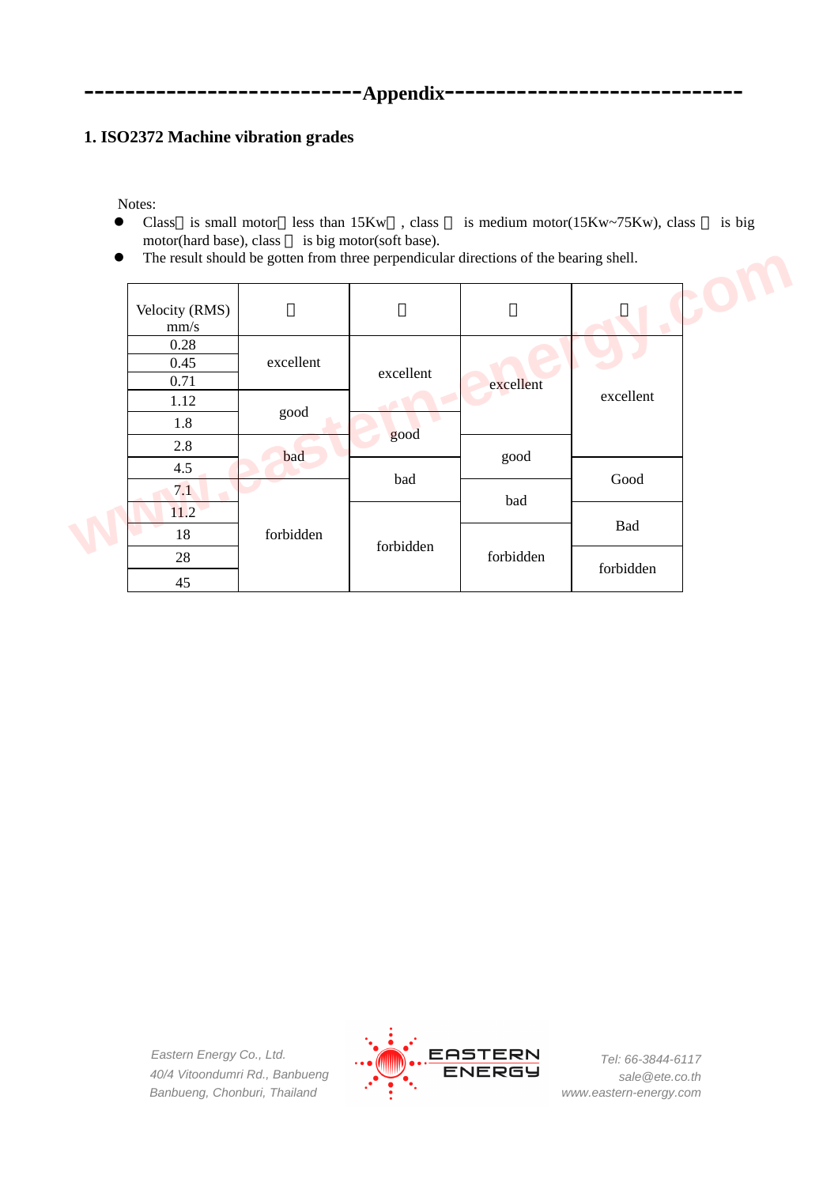---------------------------Appendix---------------------------

## 1. ISO2372 Machine vibration grades

Notes:

- Class is small motor less than 15Kw , class is medium motor(15Kw~75Kw), class is big motor(hard base), class is big motor(soft base).
- The result should be gotten from three perpendicular directions of the bearing shell.

| Velocity (RMS) mm/s | | | | |
|---|---|---|---|---|
| 0.28 | excellent | excellent | excellent | excellent |
| 0.45 | excellent | excellent | excellent | excellent |
| 0.71 | excellent | excellent | excellent | excellent |
| 1.12 | good | excellent | excellent | excellent |
| 1.8 | good | good | excellent | excellent |
| 2.8 | bad | good | good | excellent |
| 4.5 | bad | bad | good | Good |
| 7.1 | forbidden | bad | bad | Good |
| 11.2 | forbidden | forbidden | bad | Bad |
| 18 | forbidden | forbidden | forbidden | Bad |
| 28 | forbidden | forbidden | forbidden | forbidden |
| 45 | forbidden | forbidden | forbidden | forbidden |